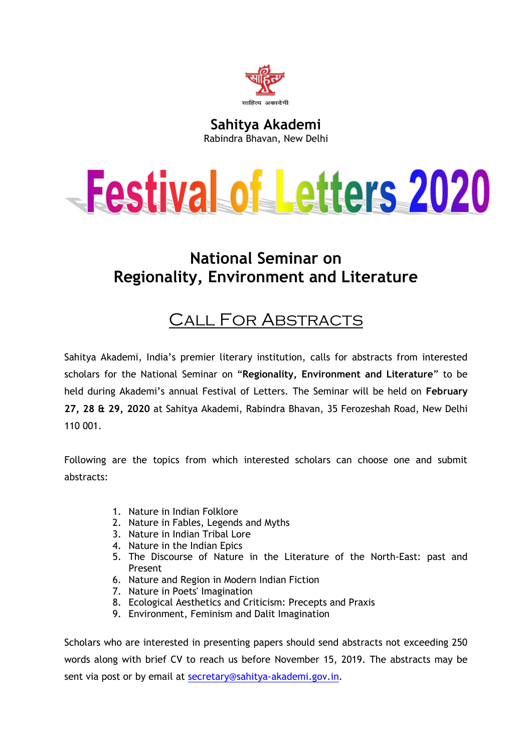साहित्य अकादेमी

**Sahitya Akademi**
Rabindra Bhavan, New Delhi

# Festival of Letters 2020

## National Seminar on Regionality, Environment and Literature

## Call For Abstracts

Sahitya Akademi, India's premier literary institution, calls for abstracts from interested scholars for the National Seminar on "**Regionality, Environment and Literature**" to be held during Akademi's annual Festival of Letters. The Seminar will be held on **February 27, 28 & 29, 2020** at Sahitya Akademi, Rabindra Bhavan, 35 Ferozeshah Road, New Delhi 110 001.

Following are the topics from which interested scholars can choose one and submit abstracts:

1. Nature in Indian Folklore
2. Nature in Fables, Legends and Myths
3. Nature in Indian Tribal Lore
4. Nature in the Indian Epics
5. The Discourse of Nature in the Literature of the North-East: past and Present
6. Nature and Region in Modern Indian Fiction
7. Nature in Poets' Imagination
8. Ecological Aesthetics and Criticism: Precepts and Praxis
9. Environment, Feminism and Dalit Imagination

Scholars who are interested in presenting papers should send abstracts not exceeding 250 words along with brief CV to reach us before November 15, 2019. The abstracts may be sent via post or by email at secretary@sahitya-akademi.gov.in.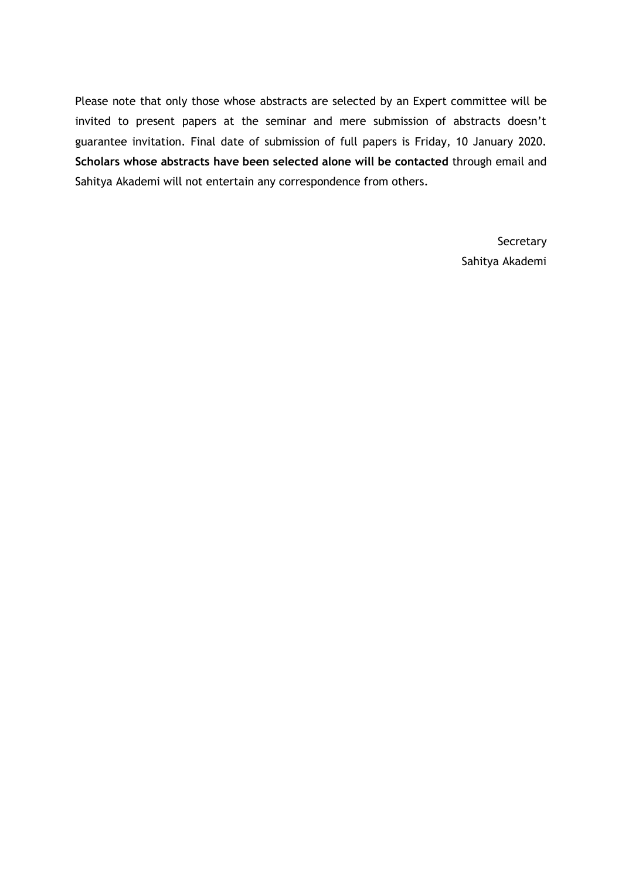Please note that only those whose abstracts are selected by an Expert committee will be invited to present papers at the seminar and mere submission of abstracts doesn't guarantee invitation. Final date of submission of full papers is Friday, 10 January 2020. **Scholars whose abstracts have been selected alone will be contacted** through email and Sahitya Akademi will not entertain any correspondence from others.

Secretary
Sahitya Akademi